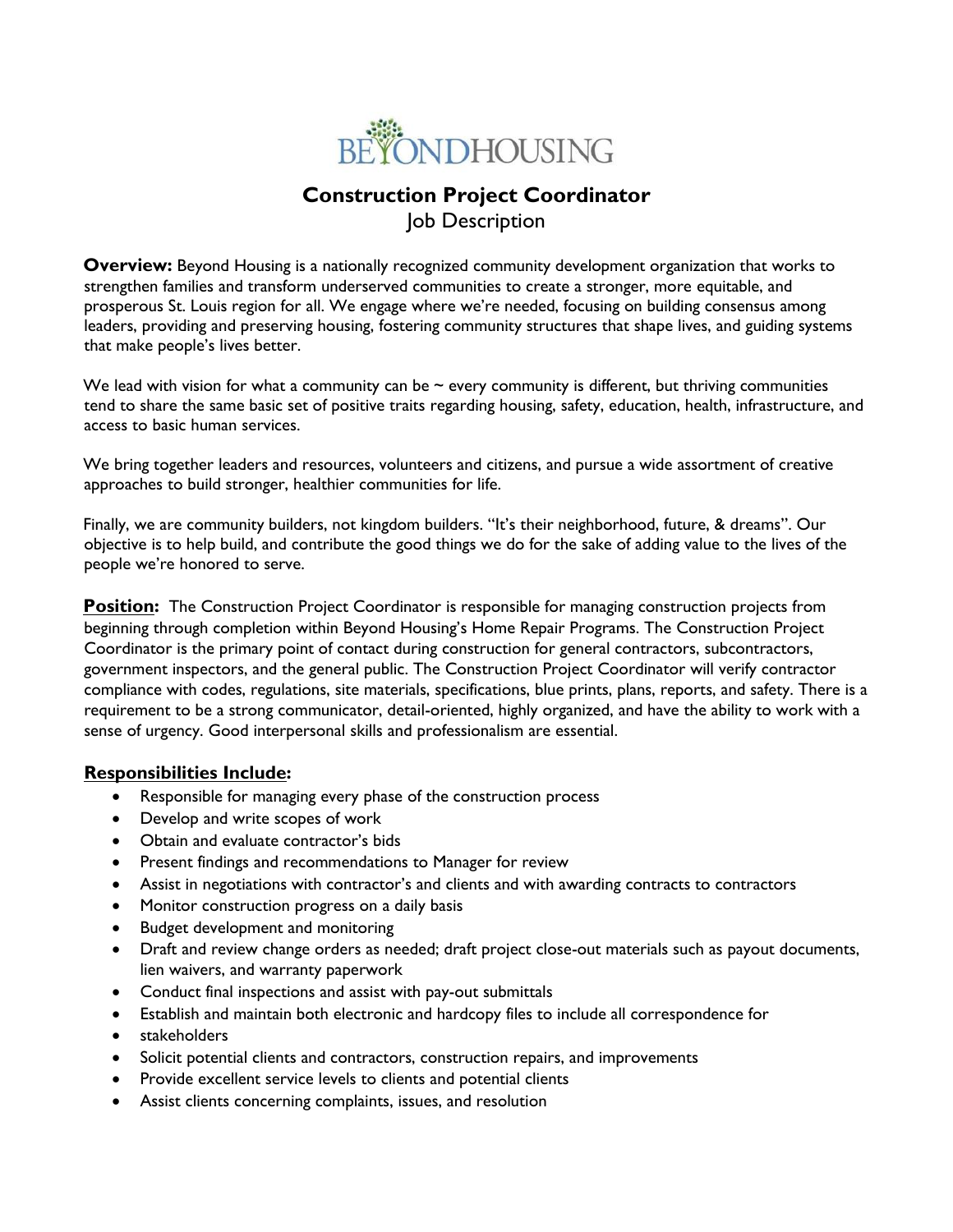# Construction Project Coordinator

Job Description

**Overview:** Beyond Housing is a nationally recognized community development organization that works to strengthen families and transform underserved communities to create a stronger, more equitable, and prosperous St. Louis region for all. We engage where we're needed, focusing on building consensus among leaders, providing and preserving housing, fostering community structures that shape lives, and guiding systems that make people's lives better.

We lead with vision for what a community can be ~ every community is different, but thriving communities tend to share the same basic set of positive traits regarding housing, safety, education, health, infrastructure, and access to basic human services.

We bring together leaders and resources, volunteers and citizens, and pursue a wide assortment of creative approaches to build stronger, healthier communities for life.

Finally, we are community builders, not kingdom builders. "It's their neighborhood, future, & dreams". Our objective is to help build, and contribute the good things we do for the sake of adding value to the lives of the people we're honored to serve.

**Position:** The Construction Project Coordinator is responsible for managing construction projects from beginning through completion within Beyond Housing's Home Repair Programs. The Construction Project Coordinator is the primary point of contact during construction for general contractors, subcontractors, government inspectors, and the general public. The Construction Project Coordinator will verify contractor compliance with codes, regulations, site materials, specifications, blue prints, plans, reports, and safety. There is a requirement to be a strong communicator, detail-oriented, highly organized, and have the ability to work with a sense of urgency. Good interpersonal skills and professionalism are essential.

**Responsibilities Include:**

- Responsible for managing every phase of the construction process
- Develop and write scopes of work
- Obtain and evaluate contractor's bids
- Present findings and recommendations to Manager for review
- Assist in negotiations with contractor's and clients and with awarding contracts to contractors
- Monitor construction progress on a daily basis
- Budget development and monitoring
- Draft and review change orders as needed; draft project close-out materials such as payout documents, lien waivers, and warranty paperwork
- Conduct final inspections and assist with pay-out submittals
- Establish and maintain both electronic and hardcopy files to include all correspondence for
- stakeholders
- Solicit potential clients and contractors, construction repairs, and improvements
- Provide excellent service levels to clients and potential clients
- Assist clients concerning complaints, issues, and resolution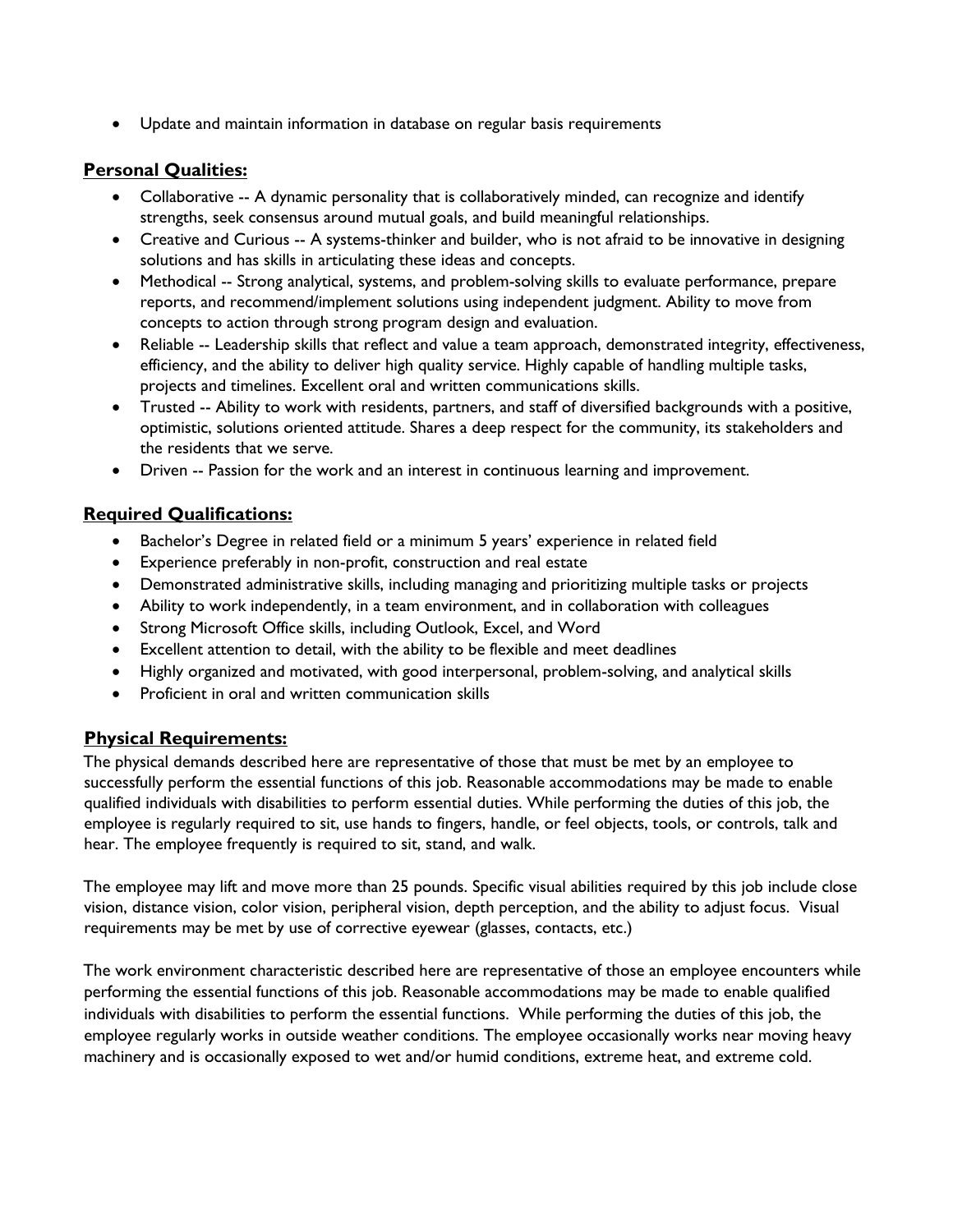- Update and maintain information in database on regular basis requirements

## Personal Qualities:

- Collaborative -- A dynamic personality that is collaboratively minded, can recognize and identify strengths, seek consensus around mutual goals, and build meaningful relationships.
- Creative and Curious -- A systems-thinker and builder, who is not afraid to be innovative in designing solutions and has skills in articulating these ideas and concepts.
- Methodical -- Strong analytical, systems, and problem-solving skills to evaluate performance, prepare reports, and recommend/implement solutions using independent judgment. Ability to move from concepts to action through strong program design and evaluation.
- Reliable -- Leadership skills that reflect and value a team approach, demonstrated integrity, effectiveness, efficiency, and the ability to deliver high quality service. Highly capable of handling multiple tasks, projects and timelines. Excellent oral and written communications skills.
- Trusted -- Ability to work with residents, partners, and staff of diversified backgrounds with a positive, optimistic, solutions oriented attitude. Shares a deep respect for the community, its stakeholders and the residents that we serve.
- Driven -- Passion for the work and an interest in continuous learning and improvement.

## Required Qualifications:

- Bachelor's Degree in related field or a minimum 5 years' experience in related field
- Experience preferably in non-profit, construction and real estate
- Demonstrated administrative skills, including managing and prioritizing multiple tasks or projects
- Ability to work independently, in a team environment, and in collaboration with colleagues
- Strong Microsoft Office skills, including Outlook, Excel, and Word
- Excellent attention to detail, with the ability to be flexible and meet deadlines
- Highly organized and motivated, with good interpersonal, problem-solving, and analytical skills
- Proficient in oral and written communication skills

## Physical Requirements:

The physical demands described here are representative of those that must be met by an employee to successfully perform the essential functions of this job. Reasonable accommodations may be made to enable qualified individuals with disabilities to perform essential duties. While performing the duties of this job, the employee is regularly required to sit, use hands to fingers, handle, or feel objects, tools, or controls, talk and hear. The employee frequently is required to sit, stand, and walk.

The employee may lift and move more than 25 pounds. Specific visual abilities required by this job include close vision, distance vision, color vision, peripheral vision, depth perception, and the ability to adjust focus. Visual requirements may be met by use of corrective eyewear (glasses, contacts, etc.)

The work environment characteristic described here are representative of those an employee encounters while performing the essential functions of this job. Reasonable accommodations may be made to enable qualified individuals with disabilities to perform the essential functions. While performing the duties of this job, the employee regularly works in outside weather conditions. The employee occasionally works near moving heavy machinery and is occasionally exposed to wet and/or humid conditions, extreme heat, and extreme cold.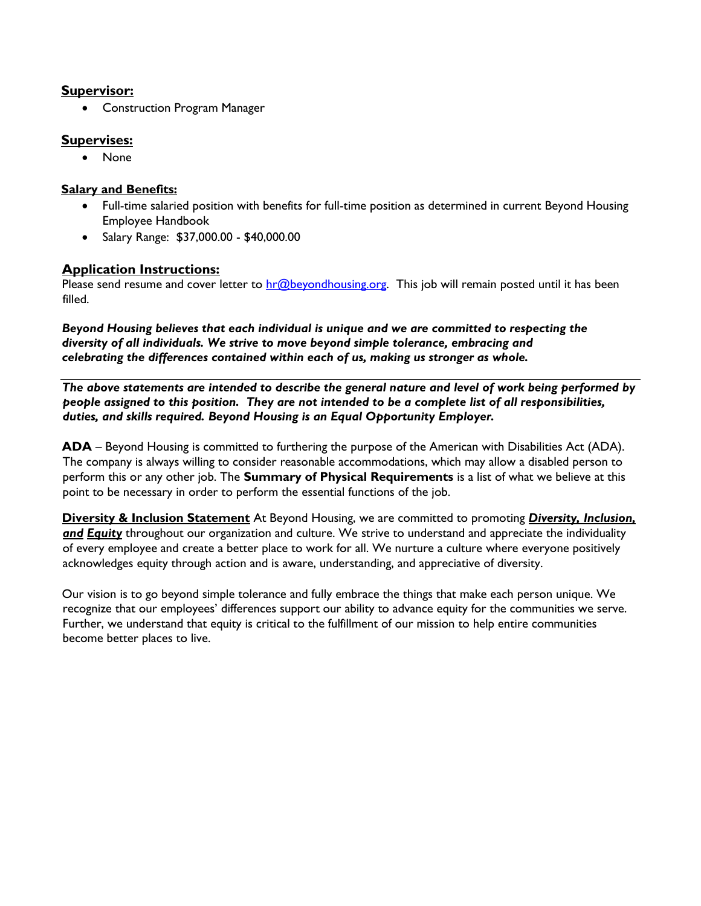## Supervisor:

- Construction Program Manager

## Supervises:

- None

### Salary and Benefits:

- Full-time salaried position with benefits for full-time position as determined in current Beyond Housing Employee Handbook
- Salary Range: $37,000.00 - $40,000.00

## Application Instructions:

Please send resume and cover letter to hr@beyondhousing.org. This job will remain posted until it has been filled.

***Beyond Housing believes that each individual is unique and we are committed to respecting the diversity of all individuals. We strive to move beyond simple tolerance, embracing and celebrating the differences contained within each of us, making us stronger as whole.***

---

***The above statements are intended to describe the general nature and level of work being performed by people assigned to this position. They are not intended to be a complete list of all responsibilities, duties, and skills required. Beyond Housing is an Equal Opportunity Employer.***

**ADA** – Beyond Housing is committed to furthering the purpose of the American with Disabilities Act (ADA). The company is always willing to consider reasonable accommodations, which may allow a disabled person to perform this or any other job. The **Summary of Physical Requirements** is a list of what we believe at this point to be necessary in order to perform the essential functions of the job.

**Diversity & Inclusion Statement** At Beyond Housing, we are committed to promoting ***Diversity, Inclusion, and Equity*** throughout our organization and culture. We strive to understand and appreciate the individuality of every employee and create a better place to work for all. We nurture a culture where everyone positively acknowledges equity through action and is aware, understanding, and appreciative of diversity.

Our vision is to go beyond simple tolerance and fully embrace the things that make each person unique. We recognize that our employees' differences support our ability to advance equity for the communities we serve. Further, we understand that equity is critical to the fulfillment of our mission to help entire communities become better places to live.